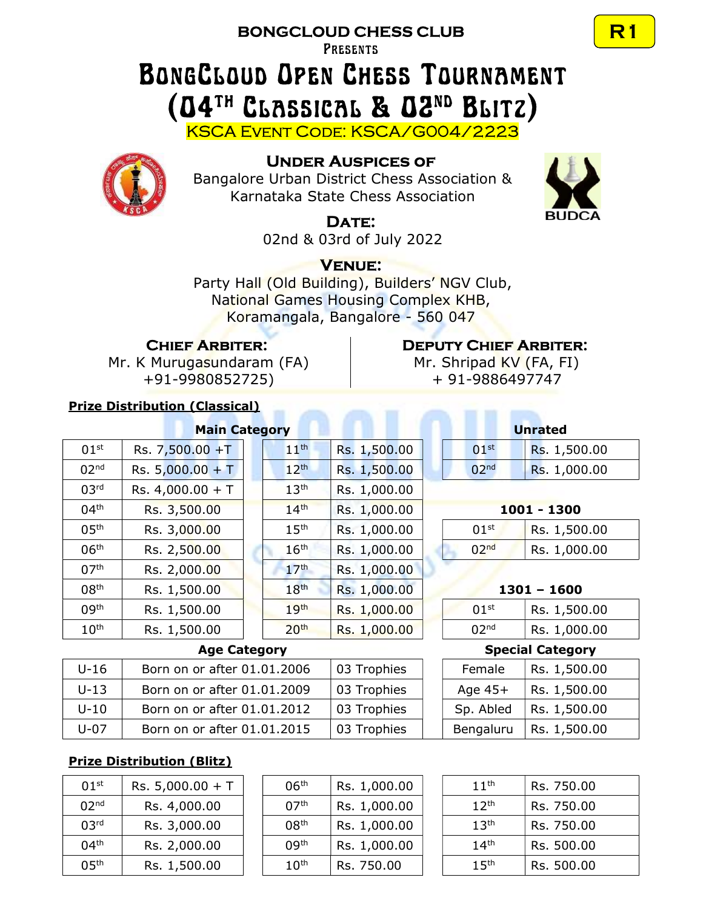R1

**BONGCLOUD CHESS CLUB**

PRESENTS

# BONGCLOUD OPEN CHESS TOURNAMENT (04TH CLASSICAL & 02ND BLITZ)

KSCA EVENT CODE: KSCA/G004/2223

### UNDER AUSPICES OF

Bangalore Urban District Chess Association & Karnataka State Chess Association

BUDCA

### DATE:

02nd & 03rd of July 2022

### VENUE:

Party Hall (Old Building), Builders' NGV Club,
National Games Housing Complex KHB,
Koramangala, Bangalore - 560 047

**CHIEF ARBITER:**
Mr. K Murugasundaram (FA)
+91-9980852725)

**DEPUTY CHIEF ARBITER:**
Mr. Shripad KV (FA, FI)
+ 91-9886497747

## Prize Distribution (Classical)

**Main Category**

| Rank | Prize | Rank | Prize |
|---|---|---|---|
| 01st | Rs. 7,500.00 +T | 11th | Rs. 1,500.00 |
| 02nd | Rs. 5,000.00 + T | 12th | Rs. 1,500.00 |
| 03rd | Rs. 4,000.00 + T | 13th | Rs. 1,000.00 |
| 04th | Rs. 3,500.00 | 14th | Rs. 1,000.00 |
| 05th | Rs. 3,000.00 | 15th | Rs. 1,000.00 |
| 06th | Rs. 2,500.00 | 16th | Rs. 1,000.00 |
| 07th | Rs. 2,000.00 | 17th | Rs. 1,000.00 |
| 08th | Rs. 1,500.00 | 18th | Rs. 1,000.00 |
| 09th | Rs. 1,500.00 | 19th | Rs. 1,000.00 |
| 10th | Rs. 1,500.00 | 20th | Rs. 1,000.00 |

**Unrated**

| Rank | Prize |
|---|---|
| 01st | Rs. 1,500.00 |
| 02nd | Rs. 1,000.00 |

**1001 - 1300**

| Rank | Prize |
|---|---|
| 01st | Rs. 1,500.00 |
| 02nd | Rs. 1,000.00 |

**1301 – 1600**

| Rank | Prize |
|---|---|
| 01st | Rs. 1,500.00 |
| 02nd | Rs. 1,000.00 |

**Age Category**

| Category | Eligibility | Prize |
|---|---|---|
| U-16 | Born on or after 01.01.2006 | 03 Trophies |
| U-13 | Born on or after 01.01.2009 | 03 Trophies |
| U-10 | Born on or after 01.01.2012 | 03 Trophies |
| U-07 | Born on or after 01.01.2015 | 03 Trophies |

**Special Category**

| Category | Prize |
|---|---|
| Female | Rs. 1,500.00 |
| Age 45+ | Rs. 1,500.00 |
| Sp. Abled | Rs. 1,500.00 |
| Bengaluru | Rs. 1,500.00 |

## Prize Distribution (Blitz)

| Rank | Prize | Rank | Prize | Rank | Prize |
|---|---|---|---|---|---|
| 01st | Rs. 5,000.00 + T | 06th | Rs. 1,000.00 | 11th | Rs. 750.00 |
| 02nd | Rs. 4,000.00 | 07th | Rs. 1,000.00 | 12th | Rs. 750.00 |
| 03rd | Rs. 3,000.00 | 08th | Rs. 1,000.00 | 13th | Rs. 750.00 |
| 04th | Rs. 2,000.00 | 09th | Rs. 1,000.00 | 14th | Rs. 500.00 |
| 05th | Rs. 1,500.00 | 10th | Rs. 750.00 | 15th | Rs. 500.00 |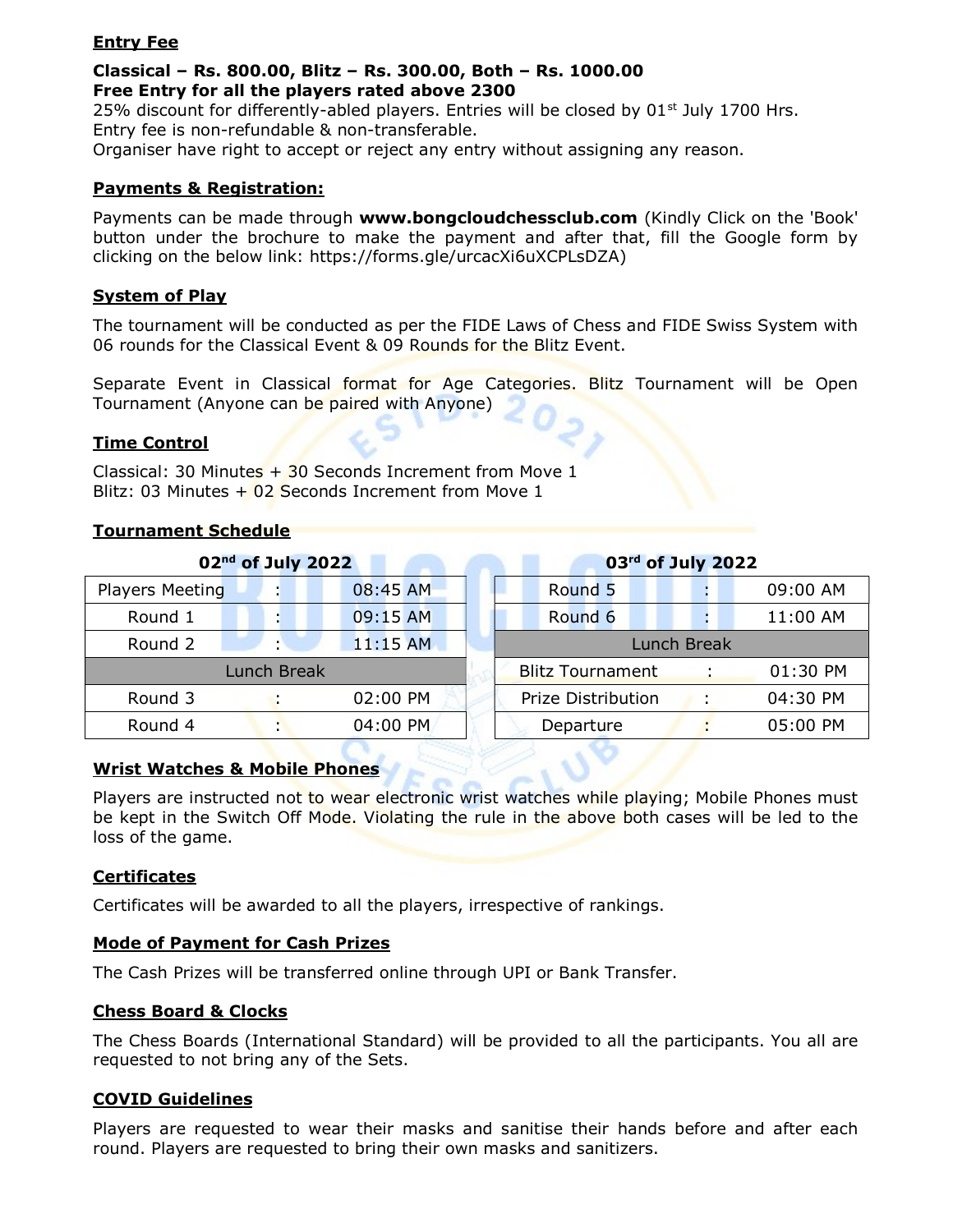## Entry Fee

**Classical – Rs. 800.00, Blitz – Rs. 300.00, Both – Rs. 1000.00**
**Free Entry for all the players rated above 2300**
25% discount for differently-abled players. Entries will be closed by 01st July 1700 Hrs.
Entry fee is non-refundable & non-transferable.
Organiser have right to accept or reject any entry without assigning any reason.

## Payments & Registration:

Payments can be made through **www.bongcloudchessclub.com** (Kindly Click on the 'Book' button under the brochure to make the payment and after that, fill the Google form by clicking on the below link: https://forms.gle/urcacXi6uXCPLsDZA)

## System of Play

The tournament will be conducted as per the FIDE Laws of Chess and FIDE Swiss System with 06 rounds for the Classical Event & 09 Rounds for the Blitz Event.

Separate Event in Classical format for Age Categories. Blitz Tournament will be Open Tournament (Anyone can be paired with Anyone)

## Time Control

Classical: 30 Minutes + 30 Seconds Increment from Move 1
Blitz: 03 Minutes + 02 Seconds Increment from Move 1

## Tournament Schedule

**02nd of July 2022**

| Event | | Time |
|---|---|---|
| Players Meeting | : | 08:45 AM |
| Round 1 | : | 09:15 AM |
| Round 2 | : | 11:15 AM |
| Lunch Break | | |
| Round 3 | : | 02:00 PM |
| Round 4 | : | 04:00 PM |

**03rd of July 2022**

| Event | | Time |
|---|---|---|
| Round 5 | : | 09:00 AM |
| Round 6 | : | 11:00 AM |
| Lunch Break | | |
| Blitz Tournament | : | 01:30 PM |
| Prize Distribution | : | 04:30 PM |
| Departure | : | 05:00 PM |

## Wrist Watches & Mobile Phones

Players are instructed not to wear electronic wrist watches while playing; Mobile Phones must be kept in the Switch Off Mode. Violating the rule in the above both cases will be led to the loss of the game.

## Certificates

Certificates will be awarded to all the players, irrespective of rankings.

## Mode of Payment for Cash Prizes

The Cash Prizes will be transferred online through UPI or Bank Transfer.

## Chess Board & Clocks

The Chess Boards (International Standard) will be provided to all the participants. You all are requested to not bring any of the Sets.

## COVID Guidelines

Players are requested to wear their masks and sanitise their hands before and after each round. Players are requested to bring their own masks and sanitizers.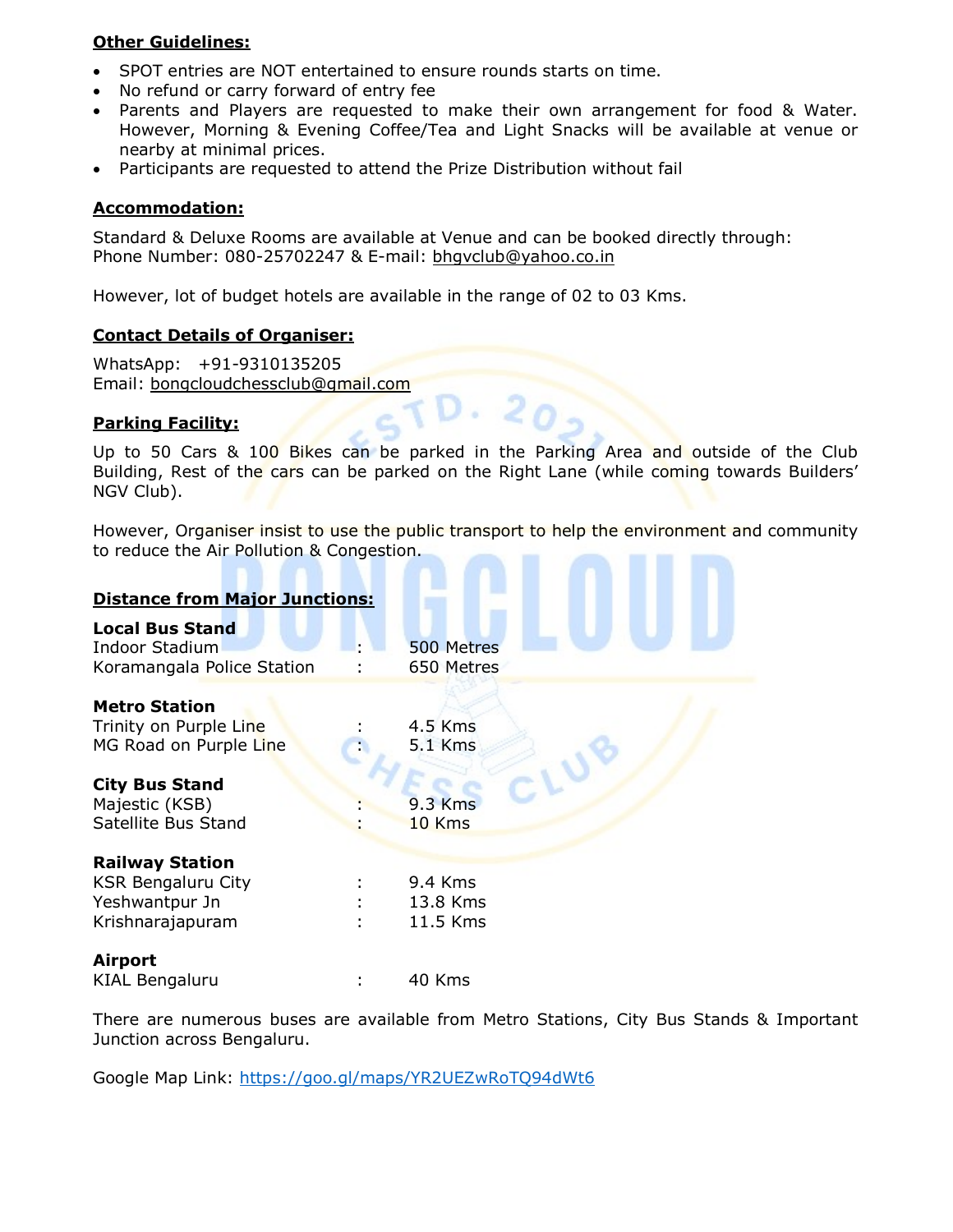**Other Guidelines:**

- SPOT entries are NOT entertained to ensure rounds starts on time.
- No refund or carry forward of entry fee
- Parents and Players are requested to make their own arrangement for food & Water. However, Morning & Evening Coffee/Tea and Light Snacks will be available at venue or nearby at minimal prices.
- Participants are requested to attend the Prize Distribution without fail

**Accommodation:**

Standard & Deluxe Rooms are available at Venue and can be booked directly through:
Phone Number: 080-25702247 & E-mail: bhgvclub@yahoo.co.in

However, lot of budget hotels are available in the range of 02 to 03 Kms.

**Contact Details of Organiser:**

WhatsApp: +91-9310135205
Email: bongcloudchessclub@gmail.com

**Parking Facility:**

Up to 50 Cars & 100 Bikes can be parked in the Parking Area and outside of the Club Building, Rest of the cars can be parked on the Right Lane (while coming towards Builders' NGV Club).

However, Organiser insist to use the public transport to help the environment and community to reduce the Air Pollution & Congestion.

**Distance from Major Junctions:**

**Local Bus Stand**
Indoor Stadium : 500 Metres
Koramangala Police Station : 650 Metres

**Metro Station**
Trinity on Purple Line : 4.5 Kms
MG Road on Purple Line : 5.1 Kms

**City Bus Stand**
Majestic (KSB) : 9.3 Kms
Satellite Bus Stand : 10 Kms

**Railway Station**
KSR Bengaluru City : 9.4 Kms
Yeshwantpur Jn : 13.8 Kms
Krishnarajapuram : 11.5 Kms

**Airport**
KIAL Bengaluru : 40 Kms

There are numerous buses are available from Metro Stations, City Bus Stands & Important Junction across Bengaluru.

Google Map Link: https://goo.gl/maps/YR2UEZwRoTQ94dWt6